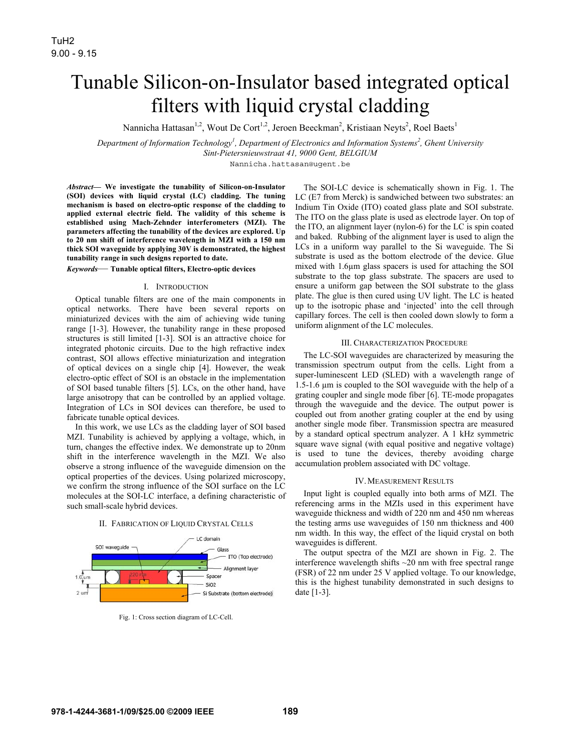TuH2
9.00 - 9.15

# Tunable Silicon-on-Insulator based integrated optical filters with liquid crystal cladding

Nannicha Hattasan[1,2], Wout De Cort[1,2], Jeroen Beeckman[2], Kristiaan Neyts[2], Roel Baets[1]

*Department of Information Technology[1], Department of Electronics and Information Systems[2], Ghent University*
*Sint-Pietersnieuwstraat 41, 9000 Gent, BELGIUM*
Nannicha.hattasan@ugent.be

***Abstract*— We investigate the tunability of Silicon-on-Insulator (SOI) devices with liquid crystal (LC) cladding. The tuning mechanism is based on electro-optic response of the cladding to applied external electric field. The validity of this scheme is established using Mach-Zehnder interferometers (MZI). The parameters affecting the tunability of the devices are explored. Up to 20 nm shift of interference wavelength in MZI with a 150 nm thick SOI waveguide by applying 30V is demonstrated, the highest tunability range in such designs reported to date.**

***Keywords*— Tunable optical filters, Electro-optic devices**

## I. Introduction

Optical tunable filters are one of the main components in optical networks. There have been several reports on miniaturized devices with the aim of achieving wide tuning range [1-3]. However, the tunability range in these proposed structures is still limited [1-3]. SOI is an attractive choice for integrated photonic circuits. Due to the high refractive index contrast, SOI allows effective miniaturization and integration of optical devices on a single chip [4]. However, the weak electro-optic effect of SOI is an obstacle in the implementation of SOI based tunable filters [5]. LCs, on the other hand, have large anisotropy that can be controlled by an applied voltage. Integration of LCs in SOI devices can therefore, be used to fabricate tunable optical devices.

In this work, we use LCs as the cladding layer of SOI based MZI. Tunability is achieved by applying a voltage, which, in turn, changes the effective index. We demonstrate up to 20nm shift in the interference wavelength in the MZI. We also observe a strong influence of the waveguide dimension on the optical properties of the devices. Using polarized microscopy, we confirm the strong influence of the SOI surface on the LC molecules at the SOI-LC interface, a defining characteristic of such small-scale hybrid devices.

## II. Fabrication of Liquid Crystal Cells

SOI waveguide
LC domain
Glass
ITO (Top electrode)
Alignment layer
Spacer
SiO2
Si Substrate (bottom electrode)
1.6 um
2 um
220 nm

Fig. 1: Cross section diagram of LC-Cell.

The SOI-LC device is schematically shown in Fig. 1. The LC (E7 from Merck) is sandwiched between two substrates: an Indium Tin Oxide (ITO) coated glass plate and SOI substrate. The ITO on the glass plate is used as electrode layer. On top of the ITO, an alignment layer (nylon-6) for the LC is spin coated and baked. Rubbing of the alignment layer is used to align the LCs in a uniform way parallel to the Si waveguide. The Si substrate is used as the bottom electrode of the device. Glue mixed with 1.6µm glass spacers is used for attaching the SOI substrate to the top glass substrate. The spacers are used to ensure a uniform gap between the SOI substrate to the glass plate. The glue is then cured using UV light. The LC is heated up to the isotropic phase and 'injected' into the cell through capillary forces. The cell is then cooled down slowly to form a uniform alignment of the LC molecules.

## III. Characterization Procedure

The LC-SOI waveguides are characterized by measuring the transmission spectrum output from the cells. Light from a super-luminescent LED (SLED) with a wavelength range of 1.5-1.6 µm is coupled to the SOI waveguide with the help of a grating coupler and single mode fiber [6]. TE-mode propagates through the waveguide and the device. The output power is coupled out from another grating coupler at the end by using another single mode fiber. Transmission spectra are measured by a standard optical spectrum analyzer. A 1 kHz symmetric square wave signal (with equal positive and negative voltage) is used to tune the devices, thereby avoiding charge accumulation problem associated with DC voltage.

## IV. Measurement Results

Input light is coupled equally into both arms of MZI. The referencing arms in the MZIs used in this experiment have waveguide thickness and width of 220 nm and 450 nm whereas the testing arms use waveguides of 150 nm thickness and 400 nm width. In this way, the effect of the liquid crystal on both waveguides is different.

The output spectra of the MZI are shown in Fig. 2. The interference wavelength shifts ~20 nm with free spectral range (FSR) of 22 nm under 25 V applied voltage. To our knowledge, this is the highest tunability demonstrated in such designs to date [1-3].

978-1-4244-3681-1/09/$25.00 ©2009 IEEE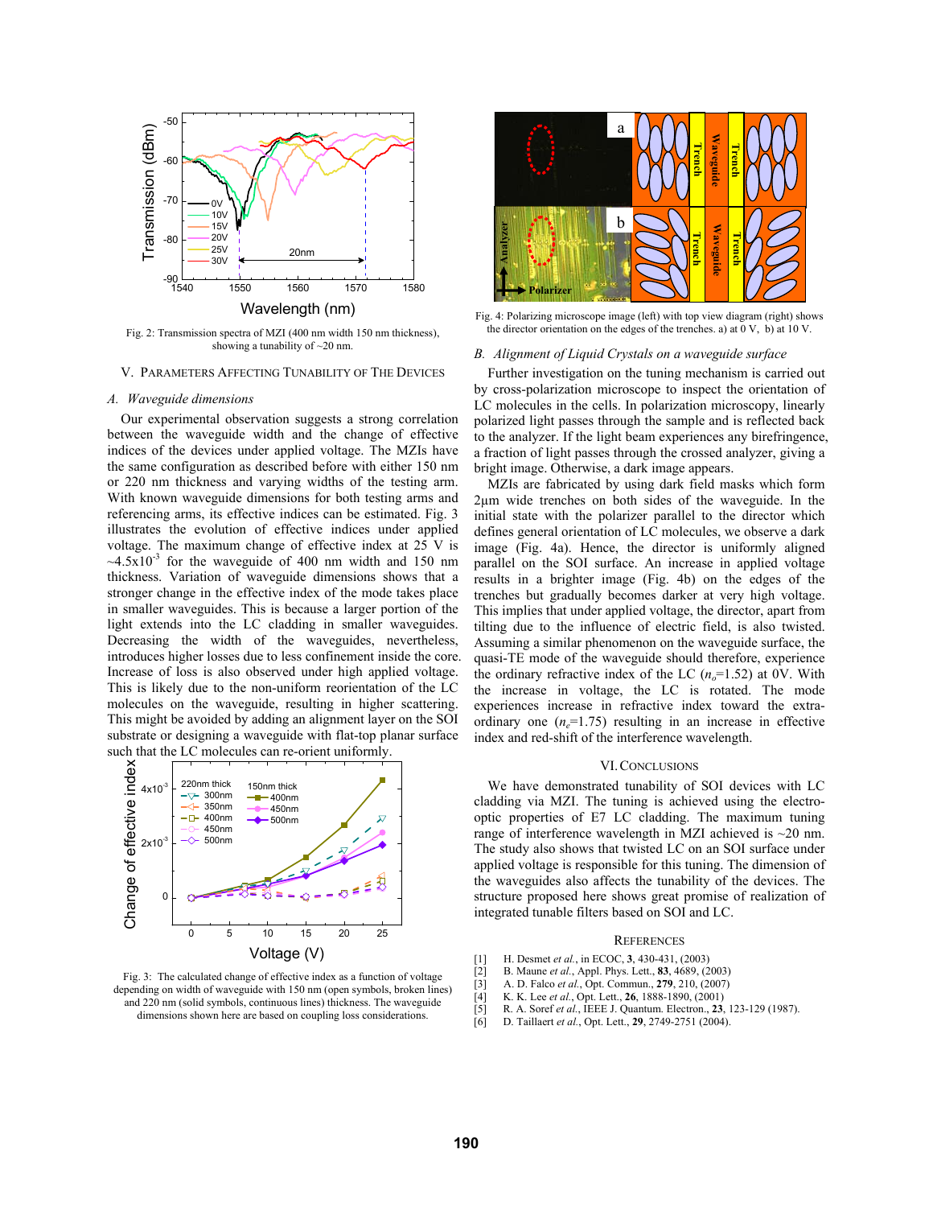-50

-60

-70

-80

-90

Transmission (dBm)

1540 1550 1560 1570 1580

Wavelength (nm)

0V
10V
15V
20V
25V
30V

20nm

Fig. 2: Transmission spectra of MZI (400 nm width 150 nm thickness), showing a tunability of ~20 nm.

## V. Parameters Affecting Tunability of The Devices

### A. Waveguide dimensions

Our experimental observation suggests a strong correlation between the waveguide width and the change of effective indices of the devices under applied voltage. The MZIs have the same configuration as described before with either 150 nm or 220 nm thickness and varying widths of the testing arm. With known waveguide dimensions for both testing arms and referencing arms, its effective indices can be estimated. Fig. 3 illustrates the evolution of effective indices under applied voltage. The maximum change of effective index at 25 V is $\sim 4.5\times10^{-3}$ for the waveguide of 400 nm width and 150 nm thickness. Variation of waveguide dimensions shows that a stronger change in the effective index of the mode takes place in smaller waveguides. This is because a larger portion of the light extends into the LC cladding in smaller waveguides. Decreasing the width of the waveguides, nevertheless, introduces higher losses due to less confinement inside the core. Increase of loss is also observed under high applied voltage. This is likely due to the non-uniform reorientation of the LC molecules on the waveguide, resulting in higher scattering. This might be avoided by adding an alignment layer on the SOI substrate or designing a waveguide with flat-top planar surface such that the LC molecules can re-orient uniformly.

Change of effective index

$4\times10^{-3}$

$2\times10^{-3}$

0

0 5 10 15 20 25

Voltage (V)

220nm thick
300nm
350nm
400nm
450nm
500nm

150nm thick
400nm
450nm
500nm

Fig. 3: The calculated change of effective index as a function of voltage depending on width of waveguide with 150 nm (open symbols, broken lines) and 220 nm (solid symbols, continuous lines) thickness. The waveguide dimensions shown here are based on coupling loss considerations.

a

b

Trench Waveguide Trench

Trench Waveguide Trench

Analyzer

Polarizer

Fig. 4: Polarizing microscope image (left) with top view diagram (right) shows the director orientation on the edges of the trenches. a) at 0 V, b) at 10 V.

### B. Alignment of Liquid Crystals on a waveguide surface

Further investigation on the tuning mechanism is carried out by cross-polarization microscope to inspect the orientation of LC molecules in the cells. In polarization microscopy, linearly polarized light passes through the sample and is reflected back to the analyzer. If the light beam experiences any birefringence, a fraction of light passes through the crossed analyzer, giving a bright image. Otherwise, a dark image appears.

MZIs are fabricated by using dark field masks which form 2µm wide trenches on both sides of the waveguide. In the initial state with the polarizer parallel to the director which defines general orientation of LC molecules, we observe a dark image (Fig. 4a). Hence, the director is uniformly aligned parallel on the SOI surface. An increase in applied voltage results in a brighter image (Fig. 4b) on the edges of the trenches but gradually becomes darker at very high voltage. This implies that under applied voltage, the director, apart from tilting due to the influence of electric field, is also twisted. Assuming a similar phenomenon on the waveguide surface, the quasi-TE mode of the waveguide should therefore, experience the ordinary refractive index of the LC ($n_o$=1.52) at 0V. With the increase in voltage, the LC is rotated. The mode experiences increase in refractive index toward the extra-ordinary one ($n_e$=1.75) resulting in an increase in effective index and red-shift of the interference wavelength.

## VI. Conclusions

We have demonstrated tunability of SOI devices with LC cladding via MZI. The tuning is achieved using the electro-optic properties of E7 LC cladding. The maximum tuning range of interference wavelength in MZI achieved is ~20 nm. The study also shows that twisted LC on an SOI surface under applied voltage is responsible for this tuning. The dimension of the waveguides also affects the tunability of the devices. The structure proposed here shows great promise of realization of integrated tunable filters based on SOI and LC.

## References

[1] H. Desmet *et al.*, in ECOC, **3**, 430-431, (2003)
[2] B. Maune *et al.*, Appl. Phys. Lett., **83**, 4689, (2003)
[3] A. D. Falco *et al.*, Opt. Commun., **279**, 210, (2007)
[4] K. K. Lee *et al.*, Opt. Lett., **26**, 1888-1890, (2001)
[5] R. A. Soref *et al.*, IEEE J. Quantum. Electron., **23**, 123-129 (1987).
[6] D. Taillaert *et al.*, Opt. Lett., **29**, 2749-2751 (2004).